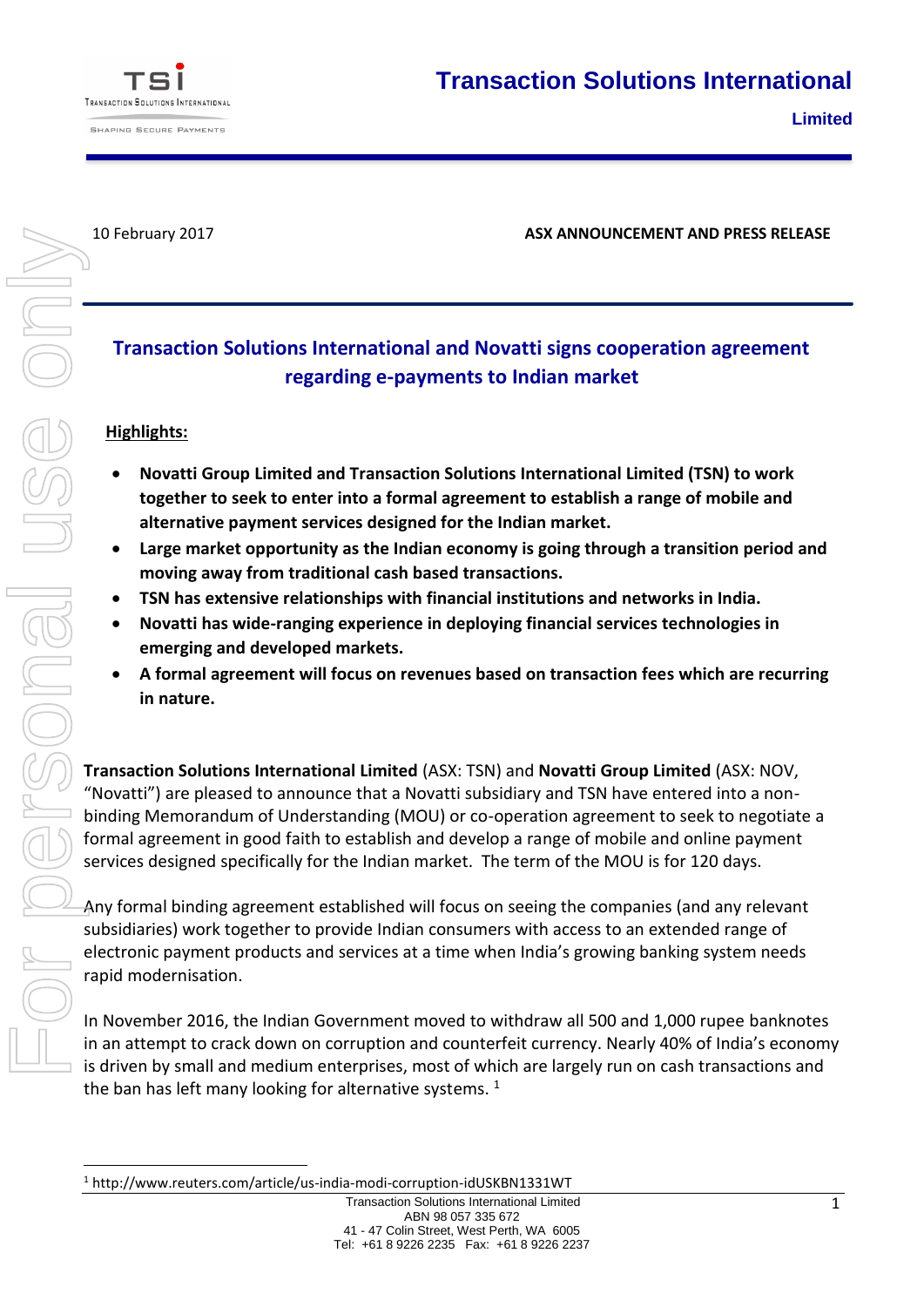# Transaction Solutions International Limited

10 February 2017

**ASX ANNOUNCEMENT AND PRESS RELEASE**

## Transaction Solutions International and Novatti signs cooperation agreement regarding e-payments to Indian market

**Highlights:**

- **Novatti Group Limited and Transaction Solutions International Limited (TSN) to work together to seek to enter into a formal agreement to establish a range of mobile and alternative payment services designed for the Indian market.**
- **Large market opportunity as the Indian economy is going through a transition period and moving away from traditional cash based transactions.**
- **TSN has extensive relationships with financial institutions and networks in India.**
- **Novatti has wide-ranging experience in deploying financial services technologies in emerging and developed markets.**
- **A formal agreement will focus on revenues based on transaction fees which are recurring in nature.**

**Transaction Solutions International Limited** (ASX: TSN) and **Novatti Group Limited** (ASX: NOV, "Novatti") are pleased to announce that a Novatti subsidiary and TSN have entered into a non-binding Memorandum of Understanding (MOU) or co-operation agreement to seek to negotiate a formal agreement in good faith to establish and develop a range of mobile and online payment services designed specifically for the Indian market. The term of the MOU is for 120 days.

Any formal binding agreement established will focus on seeing the companies (and any relevant subsidiaries) work together to provide Indian consumers with access to an extended range of electronic payment products and services at a time when India's growing banking system needs rapid modernisation.

In November 2016, the Indian Government moved to withdraw all 500 and 1,000 rupee banknotes in an attempt to crack down on corruption and counterfeit currency. Nearly 40% of India's economy is driven by small and medium enterprises, most of which are largely run on cash transactions and the ban has left many looking for alternative systems. [1]

[1] http://www.reuters.com/article/us-india-modi-corruption-idUSKBN1331WT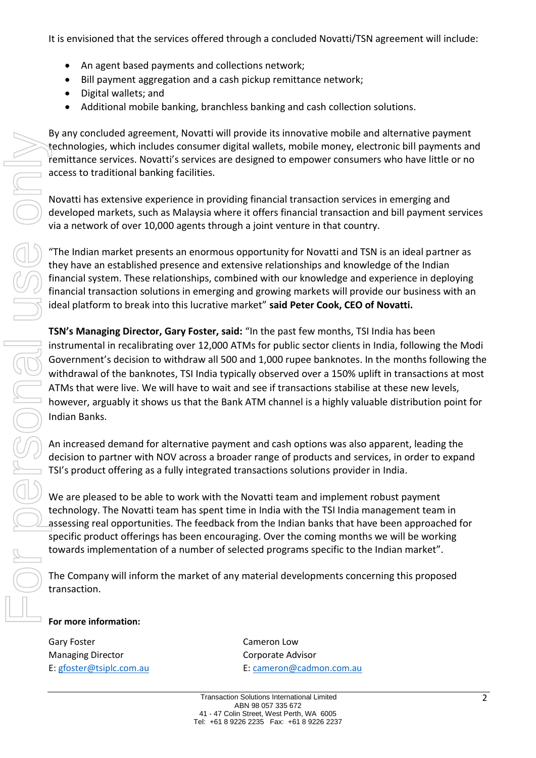It is envisioned that the services offered through a concluded Novatti/TSN agreement will include:

- An agent based payments and collections network;
- Bill payment aggregation and a cash pickup remittance network;
- Digital wallets; and
- Additional mobile banking, branchless banking and cash collection solutions.

By any concluded agreement, Novatti will provide its innovative mobile and alternative payment technologies, which includes consumer digital wallets, mobile money, electronic bill payments and remittance services. Novatti's services are designed to empower consumers who have little or no access to traditional banking facilities.

Novatti has extensive experience in providing financial transaction services in emerging and developed markets, such as Malaysia where it offers financial transaction and bill payment services via a network of over 10,000 agents through a joint venture in that country.

"The Indian market presents an enormous opportunity for Novatti and TSN is an ideal partner as they have an established presence and extensive relationships and knowledge of the Indian financial system. These relationships, combined with our knowledge and experience in deploying financial transaction solutions in emerging and growing markets will provide our business with an ideal platform to break into this lucrative market" **said Peter Cook, CEO of Novatti.**

**TSN's Managing Director, Gary Foster, said:** "In the past few months, TSI India has been instrumental in recalibrating over 12,000 ATMs for public sector clients in India, following the Modi Government's decision to withdraw all 500 and 1,000 rupee banknotes. In the months following the withdrawal of the banknotes, TSI India typically observed over a 150% uplift in transactions at most ATMs that were live. We will have to wait and see if transactions stabilise at these new levels, however, arguably it shows us that the Bank ATM channel is a highly valuable distribution point for Indian Banks.

An increased demand for alternative payment and cash options was also apparent, leading the decision to partner with NOV across a broader range of products and services, in order to expand TSI's product offering as a fully integrated transactions solutions provider in India.

We are pleased to be able to work with the Novatti team and implement robust payment technology. The Novatti team has spent time in India with the TSI India management team in assessing real opportunities. The feedback from the Indian banks that have been approached for specific product offerings has been encouraging. Over the coming months we will be working towards implementation of a number of selected programs specific to the Indian market".

The Company will inform the market of any material developments concerning this proposed transaction.

**For more information:**

Gary Foster
Managing Director
E: gfoster@tsiplc.com.au

Cameron Low
Corporate Advisor
E: cameron@cadmon.com.au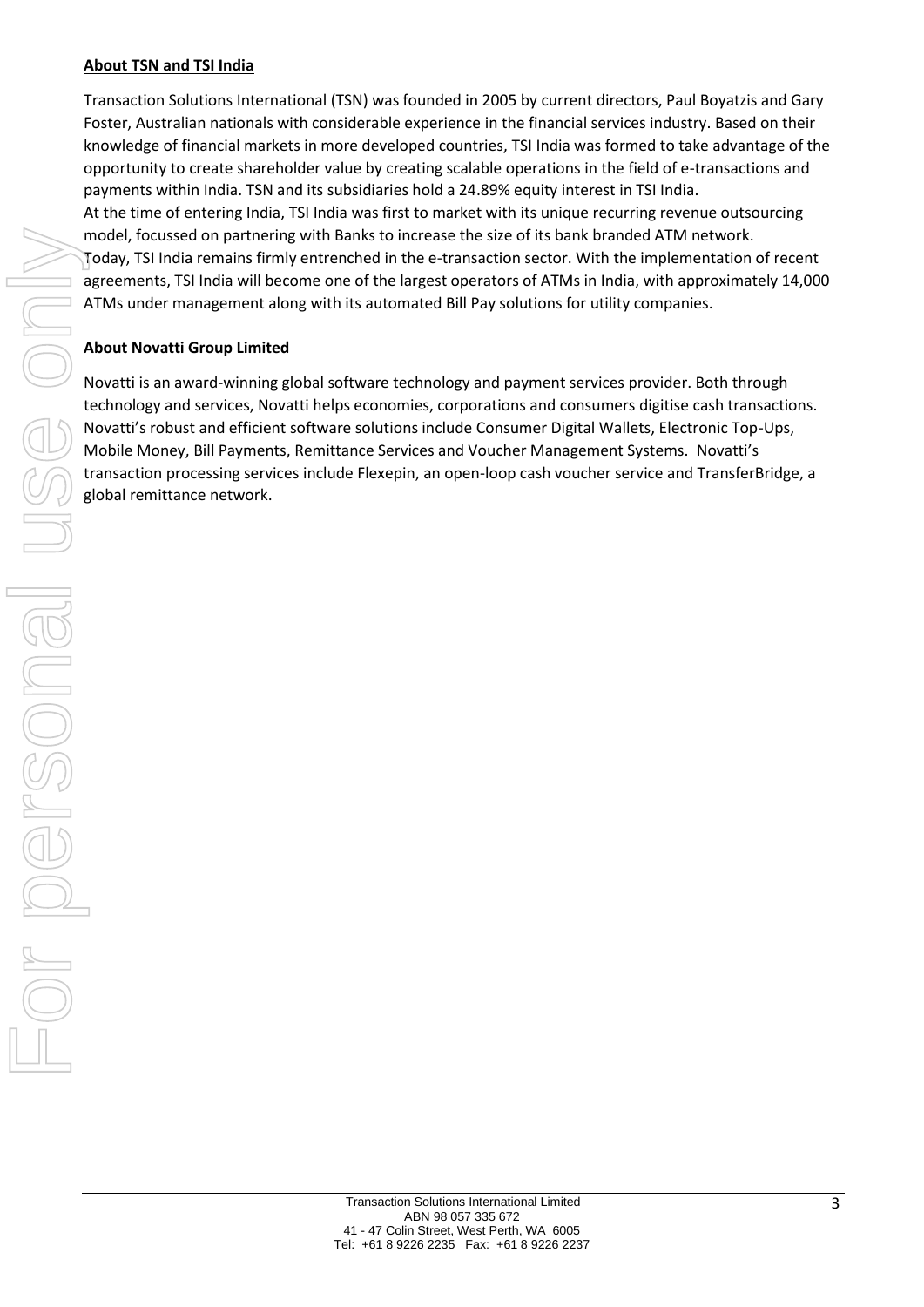**About TSN and TSI India**

Transaction Solutions International (TSN) was founded in 2005 by current directors, Paul Boyatzis and Gary Foster, Australian nationals with considerable experience in the financial services industry. Based on their knowledge of financial markets in more developed countries, TSI India was formed to take advantage of the opportunity to create shareholder value by creating scalable operations in the field of e-transactions and payments within India. TSN and its subsidiaries hold a 24.89% equity interest in TSI India.

At the time of entering India, TSI India was first to market with its unique recurring revenue outsourcing model, focussed on partnering with Banks to increase the size of its bank branded ATM network.

Today, TSI India remains firmly entrenched in the e-transaction sector. With the implementation of recent agreements, TSI India will become one of the largest operators of ATMs in India, with approximately 14,000 ATMs under management along with its automated Bill Pay solutions for utility companies.

**About Novatti Group Limited**

Novatti is an award-winning global software technology and payment services provider. Both through technology and services, Novatti helps economies, corporations and consumers digitise cash transactions. Novatti's robust and efficient software solutions include Consumer Digital Wallets, Electronic Top-Ups, Mobile Money, Bill Payments, Remittance Services and Voucher Management Systems. Novatti's transaction processing services include Flexepin, an open-loop cash voucher service and TransferBridge, a global remittance network.